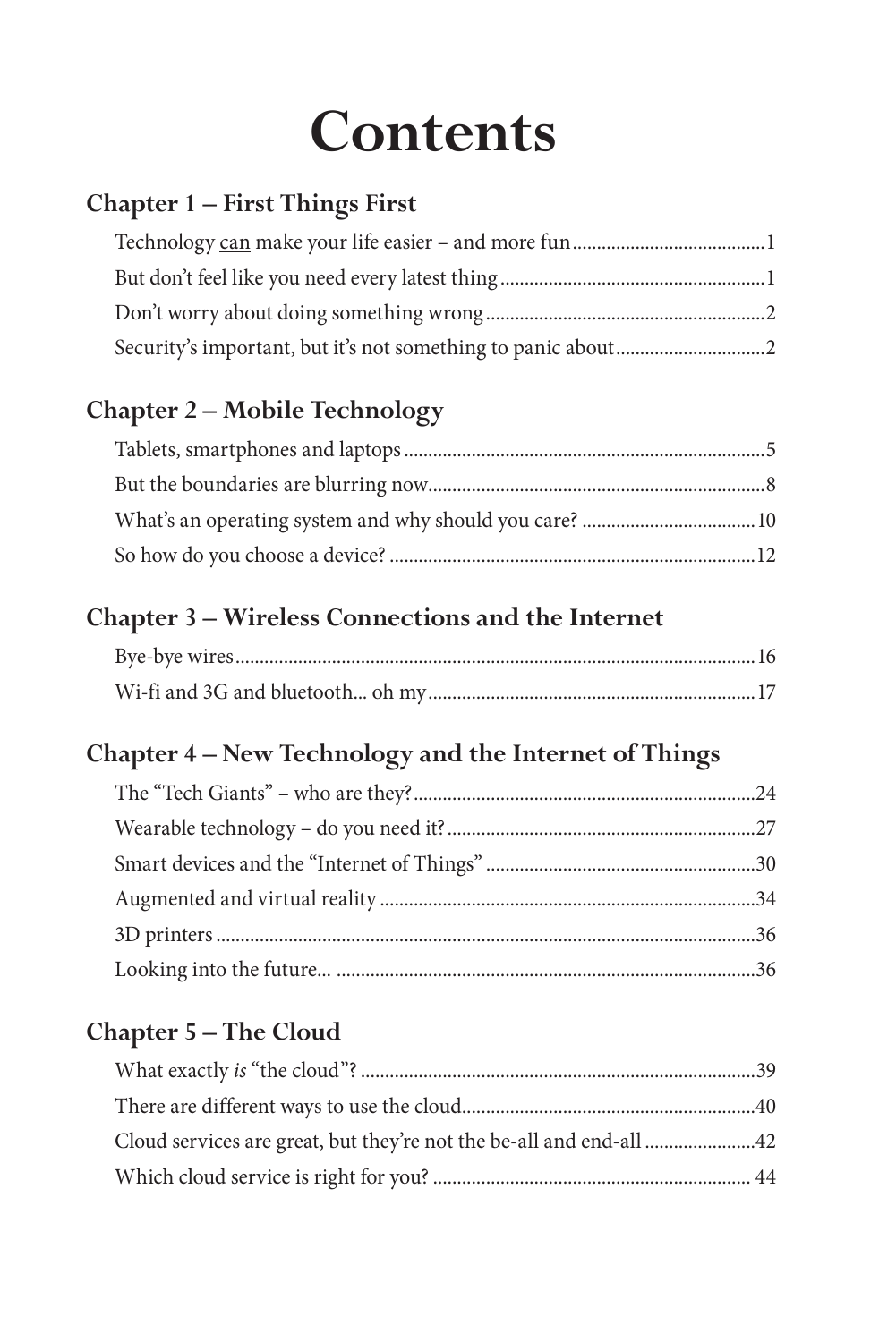# Contents

## Chapter 1 – First Things First

Technology <u>can</u> make your life easier – and more fun ........ 1
But don't feel like you need every latest thing ........ 1
Don't worry about doing something wrong ........ 2
Security's important, but it's not something to panic about ........ 2

## Chapter 2 – Mobile Technology

Tablets, smartphones and laptops ........ 5
But the boundaries are blurring now ........ 8
What's an operating system and why should you care? ........ 10
So how do you choose a device? ........ 12

## Chapter 3 – Wireless Connections and the Internet

Bye-bye wires ........ 16
Wi-fi and 3G and bluetooth... oh my ........ 17

## Chapter 4 – New Technology and the Internet of Things

The "Tech Giants" – who are they? ........ 24
Wearable technology – do you need it? ........ 27
Smart devices and the "Internet of Things" ........ 30
Augmented and virtual reality ........ 34
3D printers ........ 36
Looking into the future... ........ 36

## Chapter 5 – The Cloud

What exactly *is* "the cloud"? ........ 39
There are different ways to use the cloud ........ 40
Cloud services are great, but they're not the be-all and end-all ........ 42
Which cloud service is right for you? ........ 44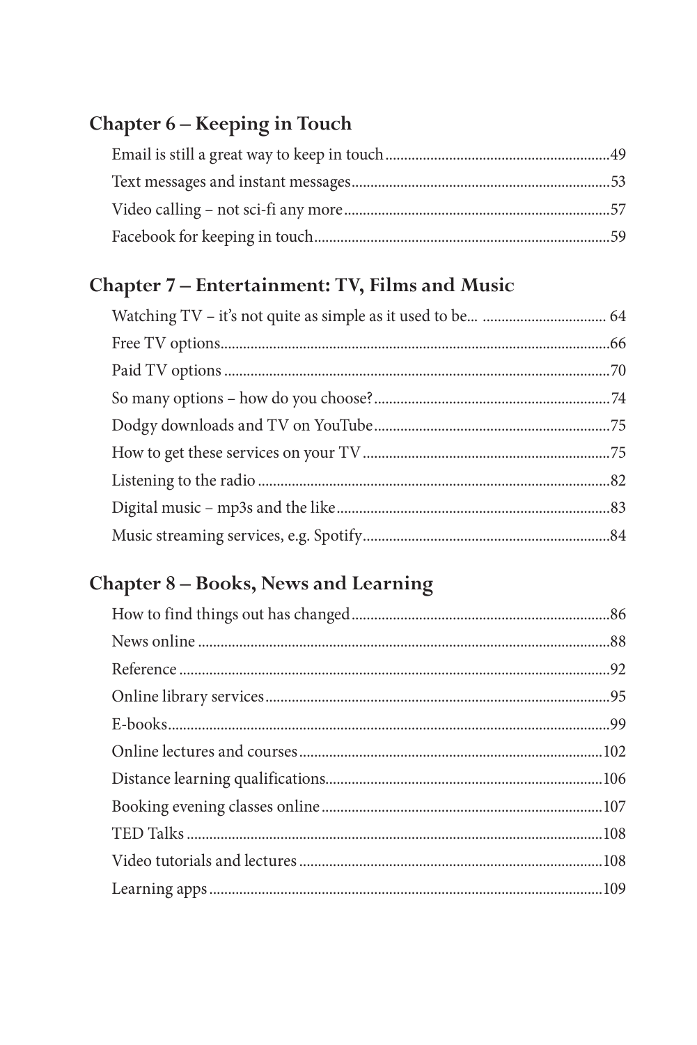## Chapter 6 – Keeping in Touch

Email is still a great way to keep in touch .......... 49
Text messages and instant messages .......... 53
Video calling – not sci-fi any more .......... 57
Facebook for keeping in touch .......... 59

## Chapter 7 – Entertainment: TV, Films and Music

Watching TV – it's not quite as simple as it used to be... .......... 64
Free TV options .......... 66
Paid TV options .......... 70
So many options – how do you choose? .......... 74
Dodgy downloads and TV on YouTube .......... 75
How to get these services on your TV .......... 75
Listening to the radio .......... 82
Digital music – mp3s and the like .......... 83
Music streaming services, e.g. Spotify .......... 84

## Chapter 8 – Books, News and Learning

How to find things out has changed .......... 86
News online .......... 88
Reference .......... 92
Online library services .......... 95
E-books .......... 99
Online lectures and courses .......... 102
Distance learning qualifications .......... 106
Booking evening classes online .......... 107
TED Talks .......... 108
Video tutorials and lectures .......... 108
Learning apps .......... 109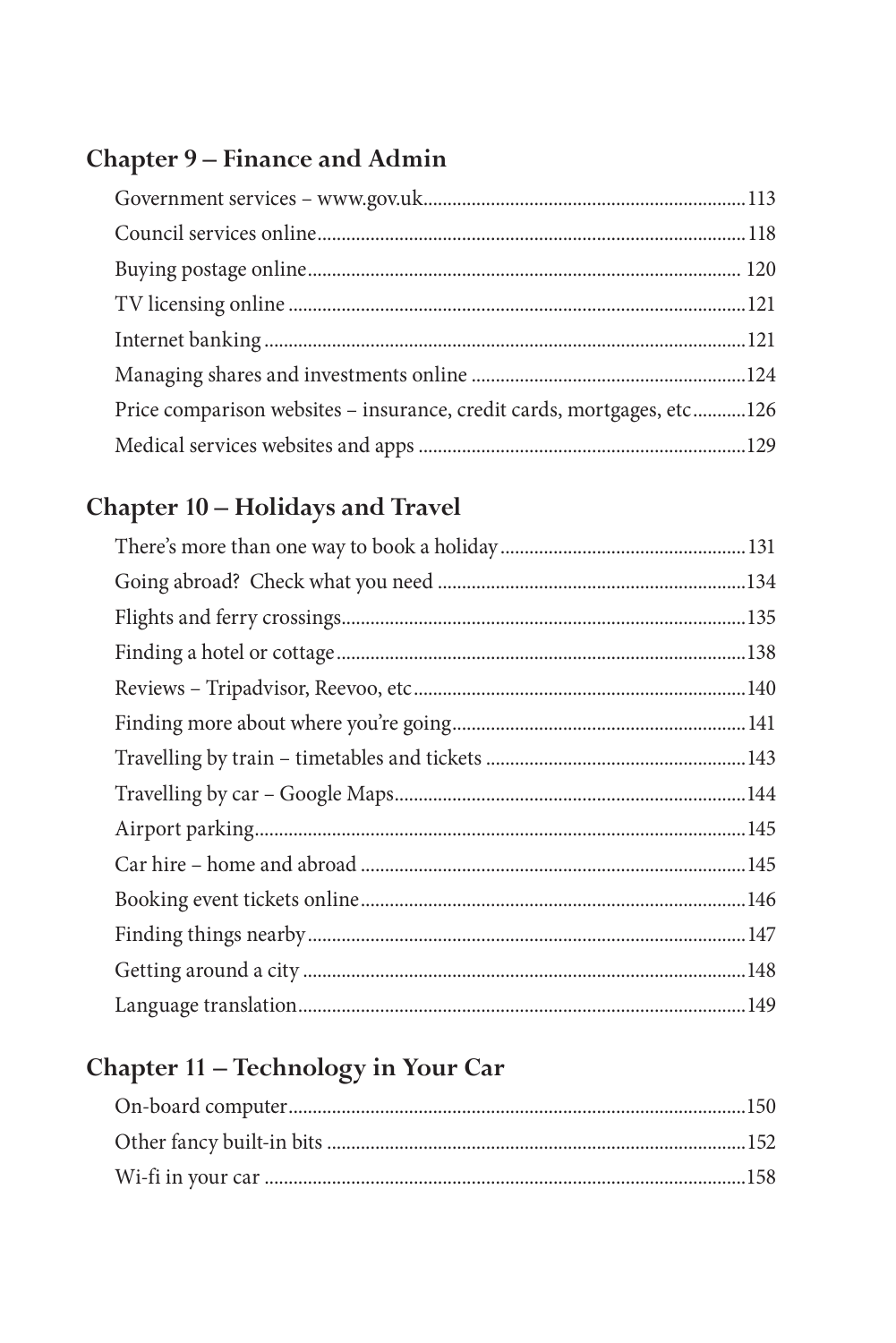## Chapter 9 – Finance and Admin

Government services – www.gov.uk.................................................................113
Council services online......................................................................................118
Buying postage online....................................................................................... 120
TV licensing online ............................................................................................121
Internet banking .................................................................................................121
Managing shares and investments online ........................................................124
Price comparison websites – insurance, credit cards, mortgages, etc...........126
Medical services websites and apps ..................................................................129

## Chapter 10 – Holidays and Travel

There's more than one way to book a holiday..................................................131
Going abroad? Check what you need ...............................................................134
Flights and ferry crossings..................................................................................135
Finding a hotel or cottage...................................................................................138
Reviews – Tripadvisor, Reevoo, etc...................................................................140
Finding more about where you're going............................................................141
Travelling by train – timetables and tickets .....................................................143
Travelling by car – Google Maps........................................................................144
Airport parking....................................................................................................145
Car hire – home and abroad ..............................................................................145
Booking event tickets online..............................................................................146
Finding things nearby.........................................................................................147
Getting around a city ..........................................................................................148
Language translation...........................................................................................149

## Chapter 11 – Technology in Your Car

On-board computer.............................................................................................150
Other fancy built-in bits .....................................................................................152
Wi-fi in your car ..................................................................................................158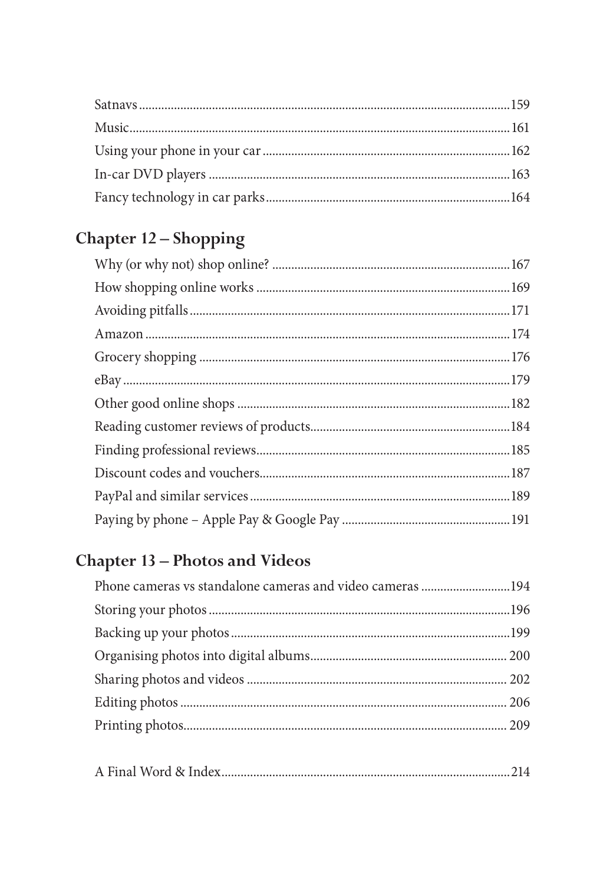Satnavs ........................................................................................................159
Music............................................................................................................161
Using your phone in your car ....................................................................162
In-car DVD players ....................................................................................163
Fancy technology in car parks....................................................................164

## Chapter 12 – Shopping

Why (or why not) shop online? ..................................................................167
How shopping online works .......................................................................169
Avoiding pitfalls..........................................................................................171
Amazon .......................................................................................................174
Grocery shopping .......................................................................................176
eBay .............................................................................................................179
Other good online shops .............................................................................182
Reading customer reviews of products.......................................................184
Finding professional reviews.......................................................................185
Discount codes and vouchers......................................................................187
PayPal and similar services .........................................................................189
Paying by phone – Apple Pay & Google Pay ..............................................191

## Chapter 13 – Photos and Videos

Phone cameras vs standalone cameras and video cameras ..........................194
Storing your photos ....................................................................................196
Backing up your photos ..............................................................................199
Organising photos into digital albums........................................................ 200
Sharing photos and videos ......................................................................... 202
Editing photos ............................................................................................ 206
Printing photos............................................................................................ 209

A Final Word & Index.................................................................................214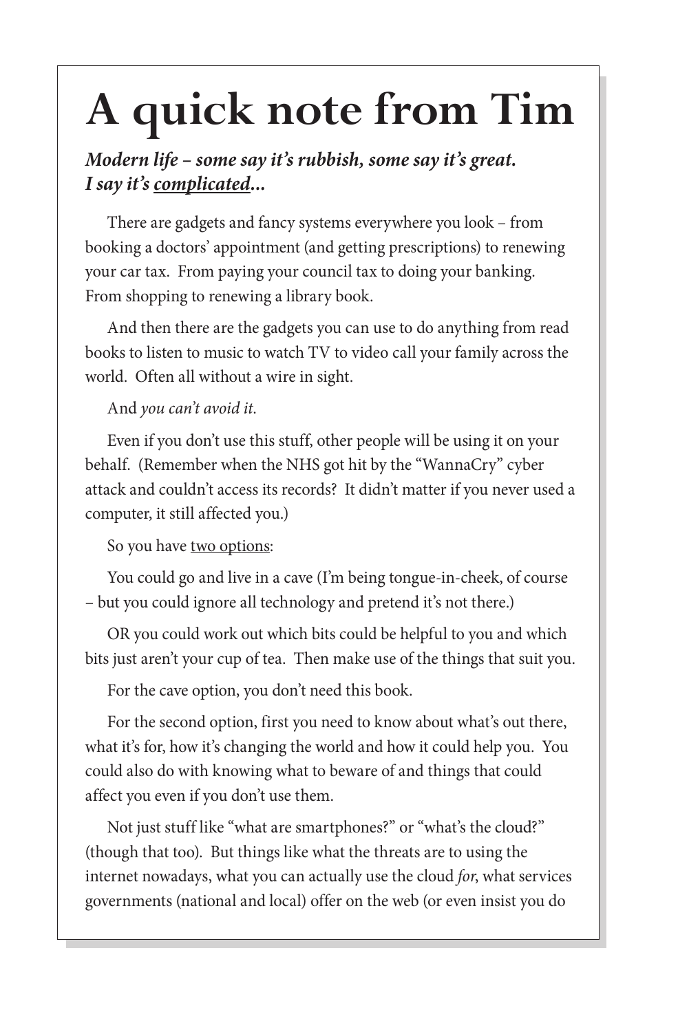# A quick note from Tim

***Modern life – some say it's rubbish, some say it's great. I say it's <u>complicated</u>...***

There are gadgets and fancy systems everywhere you look – from booking a doctors' appointment (and getting prescriptions) to renewing your car tax. From paying your council tax to doing your banking. From shopping to renewing a library book.

And then there are the gadgets you can use to do anything from read books to listen to music to watch TV to video call your family across the world. Often all without a wire in sight.

And *you can't avoid it.*

Even if you don't use this stuff, other people will be using it on your behalf. (Remember when the NHS got hit by the "WannaCry" cyber attack and couldn't access its records? It didn't matter if you never used a computer, it still affected you.)

So you have <u>two options</u>:

You could go and live in a cave (I'm being tongue-in-cheek, of course – but you could ignore all technology and pretend it's not there.)

OR you could work out which bits could be helpful to you and which bits just aren't your cup of tea. Then make use of the things that suit you.

For the cave option, you don't need this book.

For the second option, first you need to know about what's out there, what it's for, how it's changing the world and how it could help you. You could also do with knowing what to beware of and things that could affect you even if you don't use them.

Not just stuff like "what are smartphones?" or "what's the cloud?" (though that too). But things like what the threats are to using the internet nowadays, what you can actually use the cloud *for*, what services governments (national and local) offer on the web (or even insist you do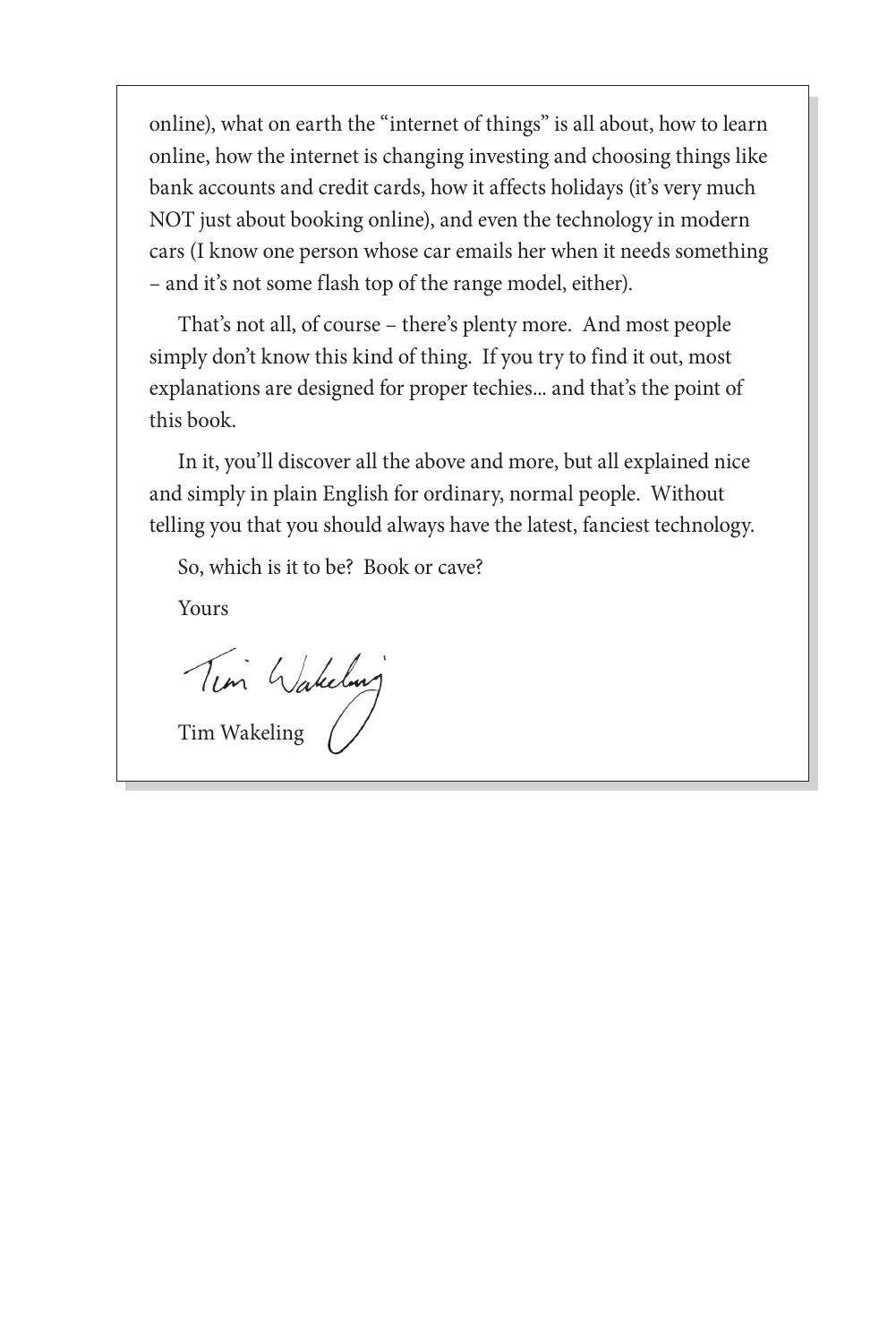online), what on earth the "internet of things" is all about, how to learn online, how the internet is changing investing and choosing things like bank accounts and credit cards, how it affects holidays (it's very much NOT just about booking online), and even the technology in modern cars (I know one person whose car emails her when it needs something – and it's not some flash top of the range model, either).

That's not all, of course – there's plenty more. And most people simply don't know this kind of thing. If you try to find it out, most explanations are designed for proper techies... and that's the point of this book.

In it, you'll discover all the above and more, but all explained nice and simply in plain English for ordinary, normal people. Without telling you that you should always have the latest, fanciest technology.

So, which is it to be? Book or cave?

Yours

Tim Wakeling